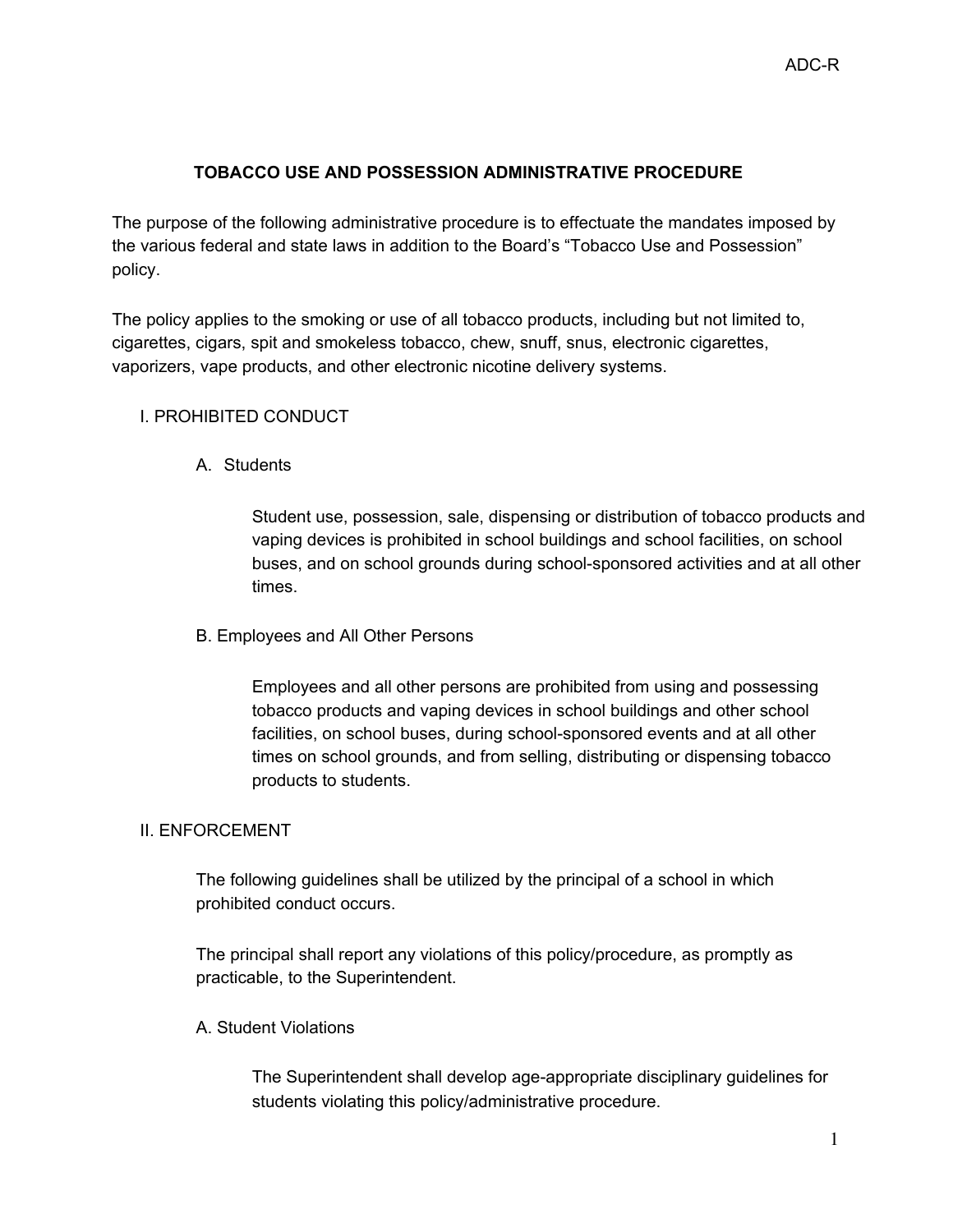# TOBACCO USE AND POSSESSION ADMINISTRATIVE PROCEDURE

The purpose of the following administrative procedure is to effectuate the mandates imposed by the various federal and state laws in addition to the Board's "Tobacco Use and Possession" policy.

The policy applies to the smoking or use of all tobacco products, including but not limited to, cigarettes, cigars, spit and smokeless tobacco, chew, snuff, snus, electronic cigarettes, vaporizers, vape products, and other electronic nicotine delivery systems.

## I. PROHIBITED CONDUCT

### A. Students

Student use, possession, sale, dispensing or distribution of tobacco products and vaping devices is prohibited in school buildings and school facilities, on school buses, and on school grounds during school-sponsored activities and at all other times.

### B. Employees and All Other Persons

Employees and all other persons are prohibited from using and possessing tobacco products and vaping devices in school buildings and other school facilities, on school buses, during school-sponsored events and at all other times on school grounds, and from selling, distributing or dispensing tobacco products to students.

## II. ENFORCEMENT

The following guidelines shall be utilized by the principal of a school in which prohibited conduct occurs.

The principal shall report any violations of this policy/procedure, as promptly as practicable, to the Superintendent.

### A. Student Violations

The Superintendent shall develop age-appropriate disciplinary guidelines for students violating this policy/administrative procedure.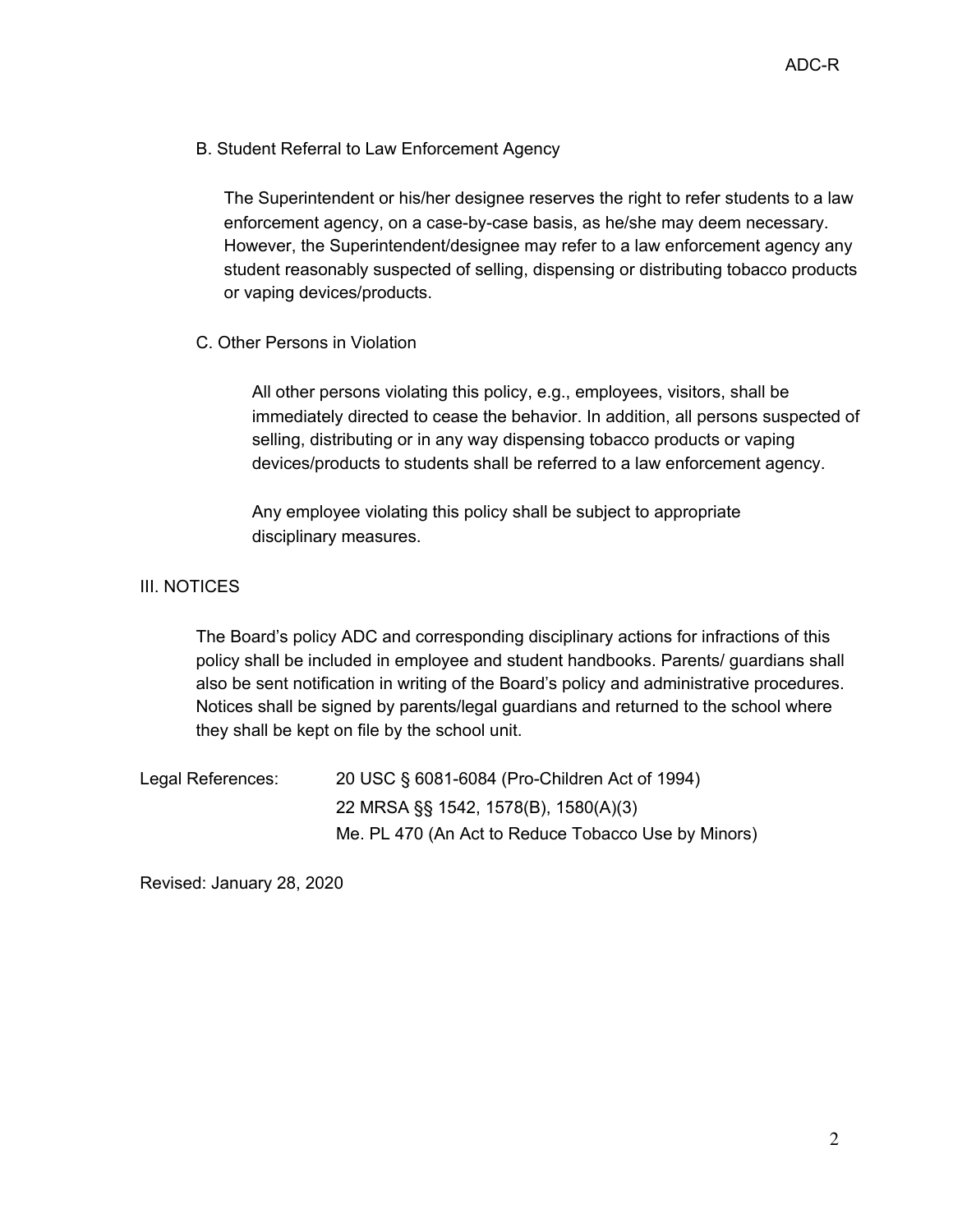B. Student Referral to Law Enforcement Agency

The Superintendent or his/her designee reserves the right to refer students to a law enforcement agency, on a case-by-case basis, as he/she may deem necessary. However, the Superintendent/designee may refer to a law enforcement agency any student reasonably suspected of selling, dispensing or distributing tobacco products or vaping devices/products.

C. Other Persons in Violation

All other persons violating this policy, e.g., employees, visitors, shall be immediately directed to cease the behavior. In addition, all persons suspected of selling, distributing or in any way dispensing tobacco products or vaping devices/products to students shall be referred to a law enforcement agency.

Any employee violating this policy shall be subject to appropriate disciplinary measures.

III. NOTICES

The Board's policy ADC and corresponding disciplinary actions for infractions of this policy shall be included in employee and student handbooks. Parents/ guardians shall also be sent notification in writing of the Board's policy and administrative procedures. Notices shall be signed by parents/legal guardians and returned to the school where they shall be kept on file by the school unit.

Legal References: 20 USC § 6081-6084 (Pro-Children Act of 1994)
22 MRSA §§ 1542, 1578(B), 1580(A)(3)
Me. PL 470 (An Act to Reduce Tobacco Use by Minors)

Revised: January 28, 2020